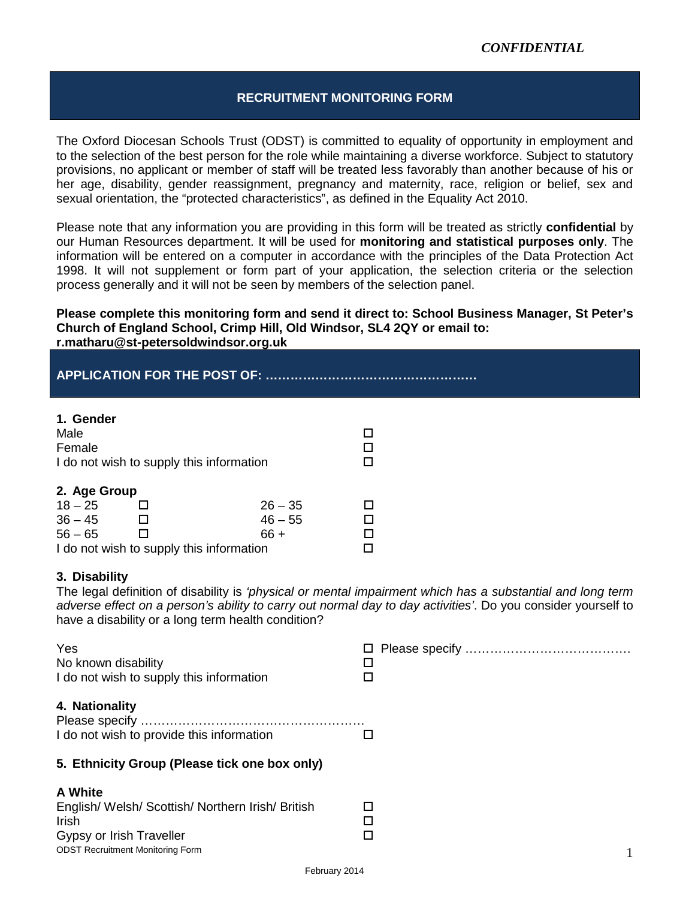*CONFIDENTIAL*

## RECRUITMENT MONITORING FORM

The Oxford Diocesan Schools Trust (ODST) is committed to equality of opportunity in employment and to the selection of the best person for the role while maintaining a diverse workforce. Subject to statutory provisions, no applicant or member of staff will be treated less favorably than another because of his or her age, disability, gender reassignment, pregnancy and maternity, race, religion or belief, sex and sexual orientation, the "protected characteristics", as defined in the Equality Act 2010.

Please note that any information you are providing in this form will be treated as strictly **confidential** by our Human Resources department. It will be used for **monitoring and statistical purposes only**. The information will be entered on a computer in accordance with the principles of the Data Protection Act 1998. It will not supplement or form part of your application, the selection criteria or the selection process generally and it will not be seen by members of the selection panel.

**Please complete this monitoring form and send it direct to: School Business Manager, St Peter's Church of England School, Crimp Hill, Old Windsor, SL4 2QY or email to: r.matharu@st-petersoldwindsor.org.uk**

## APPLICATION FOR THE POST OF: ……………………………………………

### 1. Gender

Male ☐
Female ☐
I do not wish to supply this information ☐

### 2. Age Group

| | | | |
|---|---|---|---|
| 18 – 25 | ☐ | 26 – 35 | ☐ |
| 36 – 45 | ☐ | 46 – 55 | ☐ |
| 56 – 65 | ☐ | 66 + | ☐ |

I do not wish to supply this information ☐

### 3. Disability

The legal definition of disability is *'physical or mental impairment which has a substantial and long term adverse effect on a person's ability to carry out normal day to day activities'*. Do you consider yourself to have a disability or a long term health condition?

Yes ☐ Please specify …………………………………
No known disability ☐
I do not wish to supply this information ☐

### 4. Nationality

Please specify ………………………………………………
I do not wish to provide this information ☐

### 5. Ethnicity Group (Please tick one box only)

**A White**

English/ Welsh/ Scottish/ Northern Irish/ British ☐
Irish ☐
Gypsy or Irish Traveller ☐

ODST Recruitment Monitoring Form

February 2014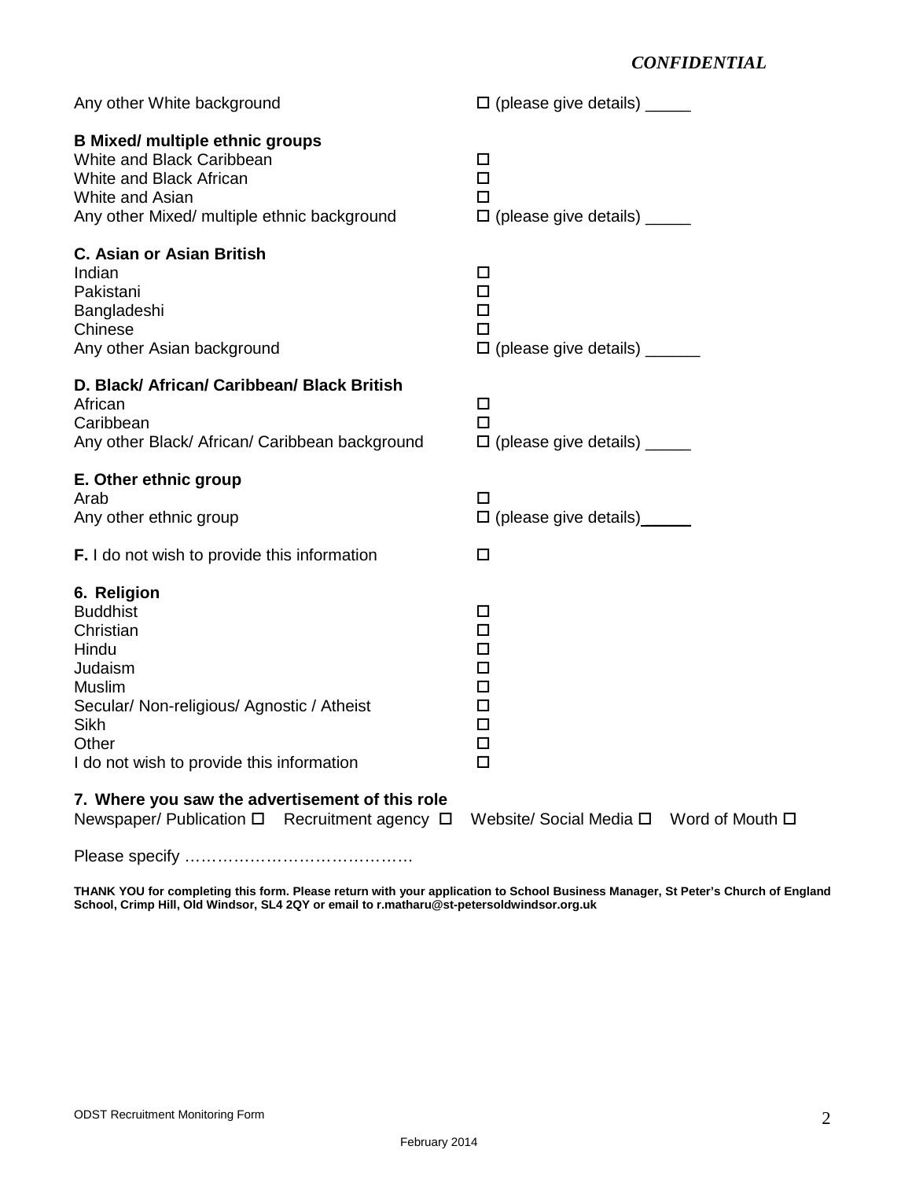Any other White background ☐ (please give details) _____

**B Mixed/ multiple ethnic groups**

White and Black Caribbean ☐
White and Black African ☐
White and Asian ☐
Any other Mixed/ multiple ethnic background ☐ (please give details) _____

**C. Asian or Asian British**

Indian ☐
Pakistani ☐
Bangladeshi ☐
Chinese ☐
Any other Asian background ☐ (please give details) ______

**D. Black/ African/ Caribbean/ Black British**

African ☐
Caribbean ☐
Any other Black/ African/ Caribbean background ☐ (please give details) _____

**E. Other ethnic group**

Arab ☐
Any other ethnic group ☐ (please give details)______

**F.** I do not wish to provide this information ☐

**6. Religion**

Buddhist ☐
Christian ☐
Hindu ☐
Judaism ☐
Muslim ☐
Secular/ Non-religious/ Agnostic / Atheist ☐
Sikh ☐
Other ☐
I do not wish to provide this information ☐

**7. Where you saw the advertisement of this role**

Newspaper/ Publication ☐ Recruitment agency ☐ Website/ Social Media ☐ Word of Mouth ☐

Please specify ……………………………………

**THANK YOU for completing this form. Please return with your application to School Business Manager, St Peter's Church of England School, Crimp Hill, Old Windsor, SL4 2QY or email to r.matharu@st-petersoldwindsor.org.uk**